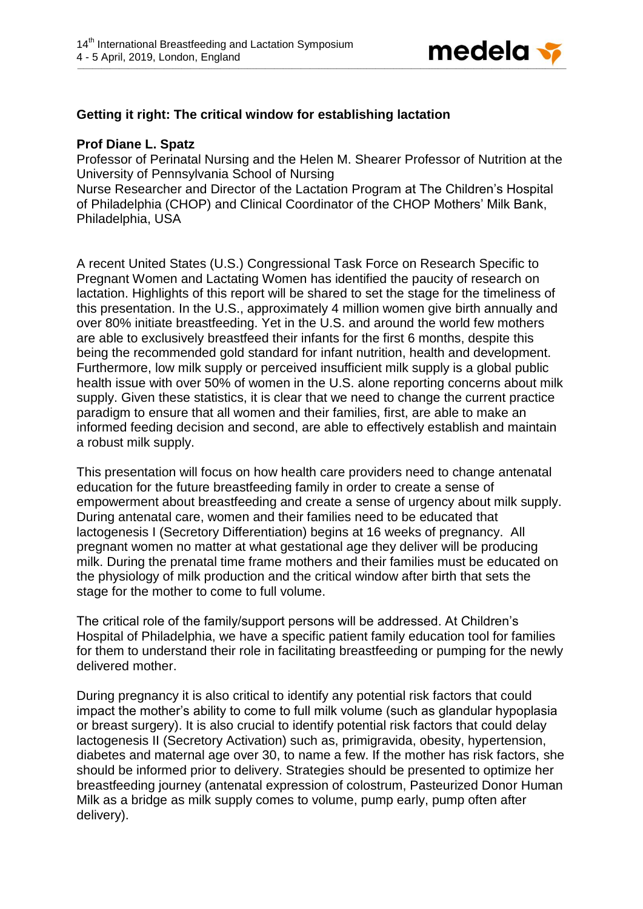## Getting it right: The critical window for establishing lactation

**Prof Diane L. Spatz**

Professor of Perinatal Nursing and the Helen M. Shearer Professor of Nutrition at the University of Pennsylvania School of Nursing
Nurse Researcher and Director of the Lactation Program at The Children's Hospital of Philadelphia (CHOP) and Clinical Coordinator of the CHOP Mothers' Milk Bank, Philadelphia, USA

A recent United States (U.S.) Congressional Task Force on Research Specific to Pregnant Women and Lactating Women has identified the paucity of research on lactation. Highlights of this report will be shared to set the stage for the timeliness of this presentation. In the U.S., approximately 4 million women give birth annually and over 80% initiate breastfeeding. Yet in the U.S. and around the world few mothers are able to exclusively breastfeed their infants for the first 6 months, despite this being the recommended gold standard for infant nutrition, health and development. Furthermore, low milk supply or perceived insufficient milk supply is a global public health issue with over 50% of women in the U.S. alone reporting concerns about milk supply. Given these statistics, it is clear that we need to change the current practice paradigm to ensure that all women and their families, first, are able to make an informed feeding decision and second, are able to effectively establish and maintain a robust milk supply.

This presentation will focus on how health care providers need to change antenatal education for the future breastfeeding family in order to create a sense of empowerment about breastfeeding and create a sense of urgency about milk supply. During antenatal care, women and their families need to be educated that lactogenesis I (Secretory Differentiation) begins at 16 weeks of pregnancy. All pregnant women no matter at what gestational age they deliver will be producing milk. During the prenatal time frame mothers and their families must be educated on the physiology of milk production and the critical window after birth that sets the stage for the mother to come to full volume.

The critical role of the family/support persons will be addressed. At Children's Hospital of Philadelphia, we have a specific patient family education tool for families for them to understand their role in facilitating breastfeeding or pumping for the newly delivered mother.

During pregnancy it is also critical to identify any potential risk factors that could impact the mother's ability to come to full milk volume (such as glandular hypoplasia or breast surgery). It is also crucial to identify potential risk factors that could delay lactogenesis II (Secretory Activation) such as, primigravida, obesity, hypertension, diabetes and maternal age over 30, to name a few. If the mother has risk factors, she should be informed prior to delivery. Strategies should be presented to optimize her breastfeeding journey (antenatal expression of colostrum, Pasteurized Donor Human Milk as a bridge as milk supply comes to volume, pump early, pump often after delivery).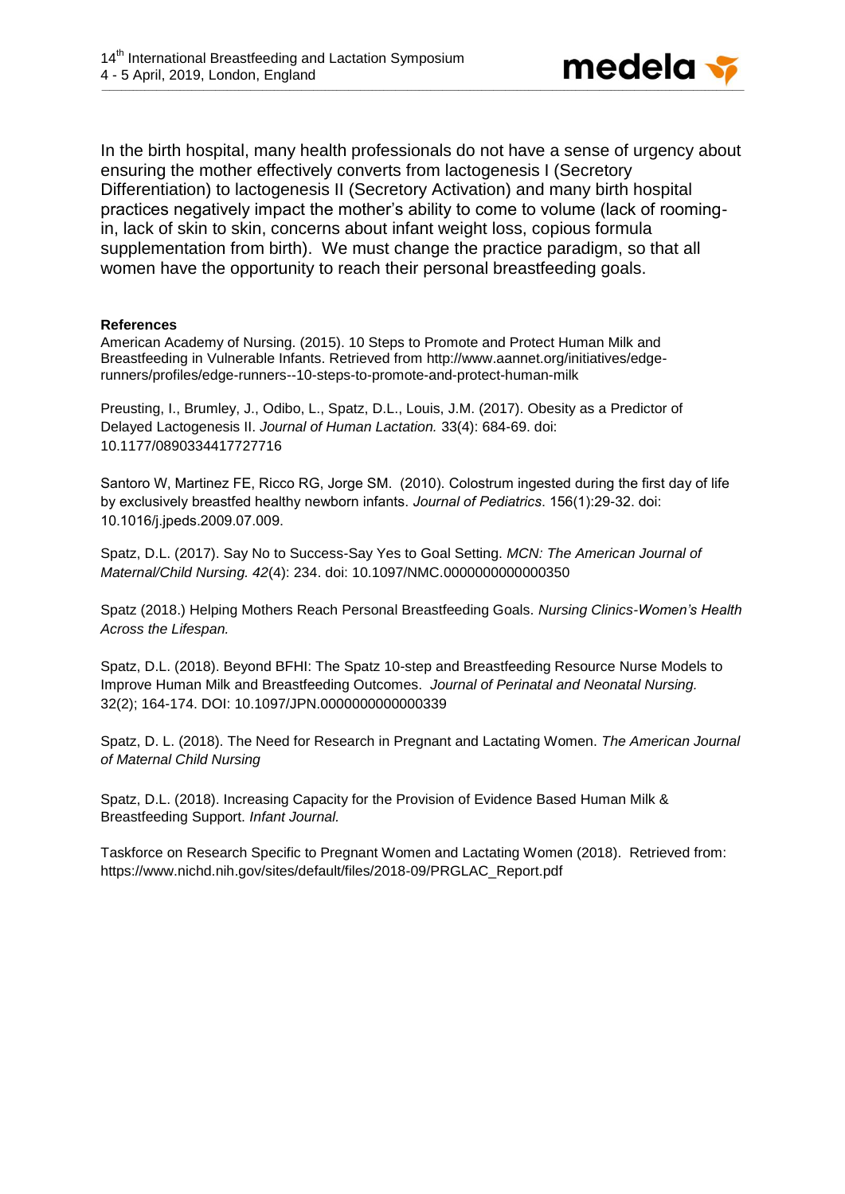In the birth hospital, many health professionals do not have a sense of urgency about ensuring the mother effectively converts from lactogenesis I (Secretory Differentiation) to lactogenesis II (Secretory Activation) and many birth hospital practices negatively impact the mother's ability to come to volume (lack of rooming-in, lack of skin to skin, concerns about infant weight loss, copious formula supplementation from birth). We must change the practice paradigm, so that all women have the opportunity to reach their personal breastfeeding goals.

**References**

American Academy of Nursing. (2015). 10 Steps to Promote and Protect Human Milk and Breastfeeding in Vulnerable Infants. Retrieved from http://www.aannet.org/initiatives/edge-runners/profiles/edge-runners--10-steps-to-promote-and-protect-human-milk

Preusting, I., Brumley, J., Odibo, L., Spatz, D.L., Louis, J.M. (2017). Obesity as a Predictor of Delayed Lactogenesis II. *Journal of Human Lactation.* 33(4): 684-69. doi: 10.1177/0890334417727716

Santoro W, Martinez FE, Ricco RG, Jorge SM. (2010). Colostrum ingested during the first day of life by exclusively breastfed healthy newborn infants. *Journal of Pediatrics*. 156(1):29-32. doi: 10.1016/j.jpeds.2009.07.009.

Spatz, D.L. (2017). Say No to Success-Say Yes to Goal Setting. *MCN: The American Journal of Maternal/Child Nursing. 42*(4): 234. doi: 10.1097/NMC.0000000000000350

Spatz (2018.) Helping Mothers Reach Personal Breastfeeding Goals. *Nursing Clinics-Women's Health Across the Lifespan.*

Spatz, D.L. (2018). Beyond BFHI: The Spatz 10-step and Breastfeeding Resource Nurse Models to Improve Human Milk and Breastfeeding Outcomes. *Journal of Perinatal and Neonatal Nursing.* 32(2); 164-174. DOI: 10.1097/JPN.0000000000000339

Spatz, D. L. (2018). The Need for Research in Pregnant and Lactating Women. *The American Journal of Maternal Child Nursing*

Spatz, D.L. (2018). Increasing Capacity for the Provision of Evidence Based Human Milk & Breastfeeding Support. *Infant Journal.*

Taskforce on Research Specific to Pregnant Women and Lactating Women (2018). Retrieved from: https://www.nichd.nih.gov/sites/default/files/2018-09/PRGLAC_Report.pdf